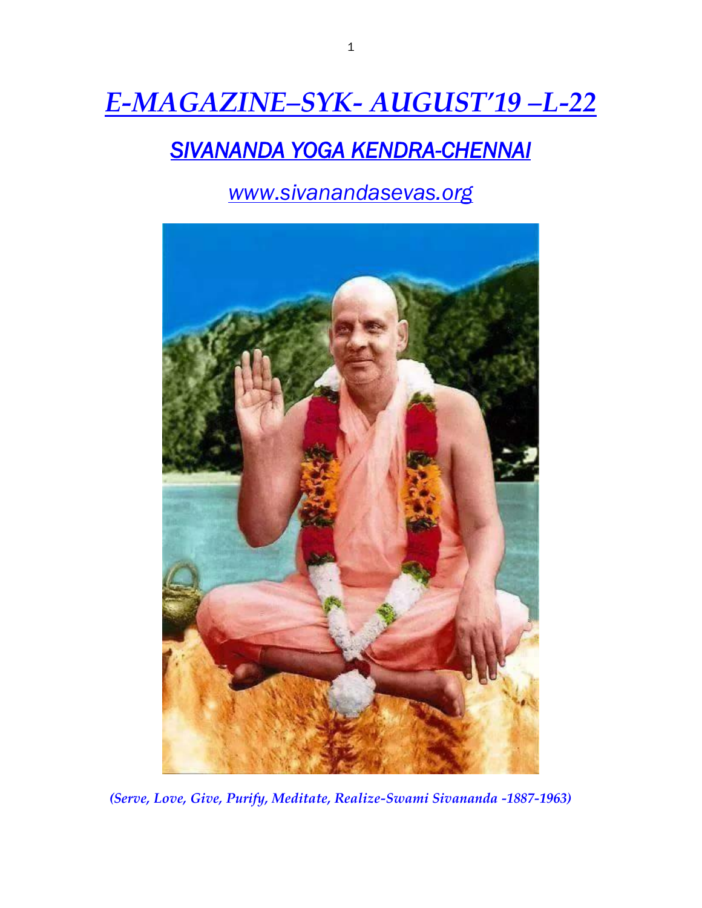# *E-MAGAZINE–SYK- AUGUST'19 –L-22*

## *SIVANANDA YOGA KENDRA-CHENNAI*

*www.sivanandasevas.org*

*(Serve, Love, Give, Purify, Meditate, Realize-Swami Sivananda -1887-1963)*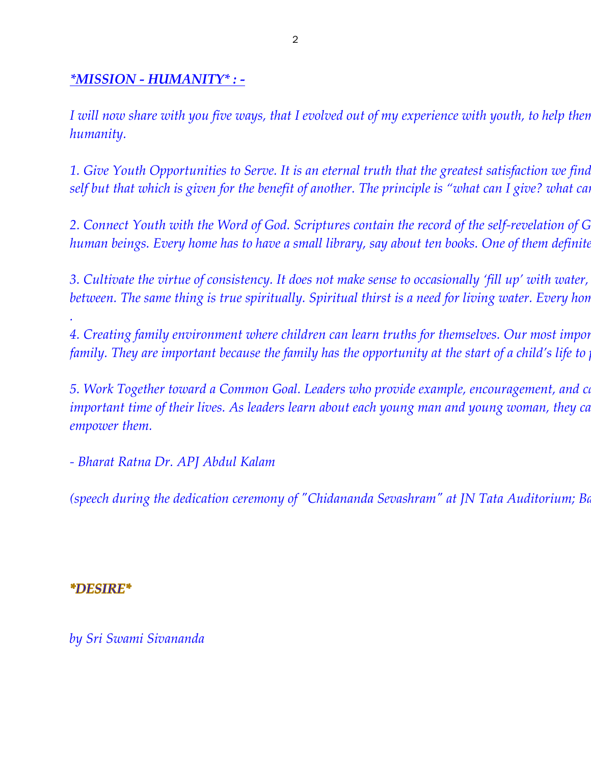***MISSION - HUMANITY* : -**

*I will now share with you five ways, that I evolved out of my experience with youth, to help them humanity.*

*1. Give Youth Opportunities to Serve. It is an eternal truth that the greatest satisfaction we find self but that which is given for the benefit of another. The principle is "what can I give? what ca*

*2. Connect Youth with the Word of God. Scriptures contain the record of the self-revelation of G human beings. Every home has to have a small library, say about ten books. One of them definite*

*3. Cultivate the virtue of consistency. It does not make sense to occasionally 'fill up' with water, between. The same thing is true spiritually. Spiritual thirst is a need for living water. Every hon*

*.*

*4. Creating family environment where children can learn truths for themselves. Our most impor family. They are important because the family has the opportunity at the start of a child's life to*

*5. Work Together toward a Common Goal. Leaders who provide example, encouragement, and c important time of their lives. As leaders learn about each young man and young woman, they ca empower them.*

*- Bharat Ratna Dr. APJ Abdul Kalam*

*(speech during the dedication ceremony of "Chidananda Sevashram" at JN Tata Auditorium; Ba*

***DESIRE***

*by Sri Swami Sivananda*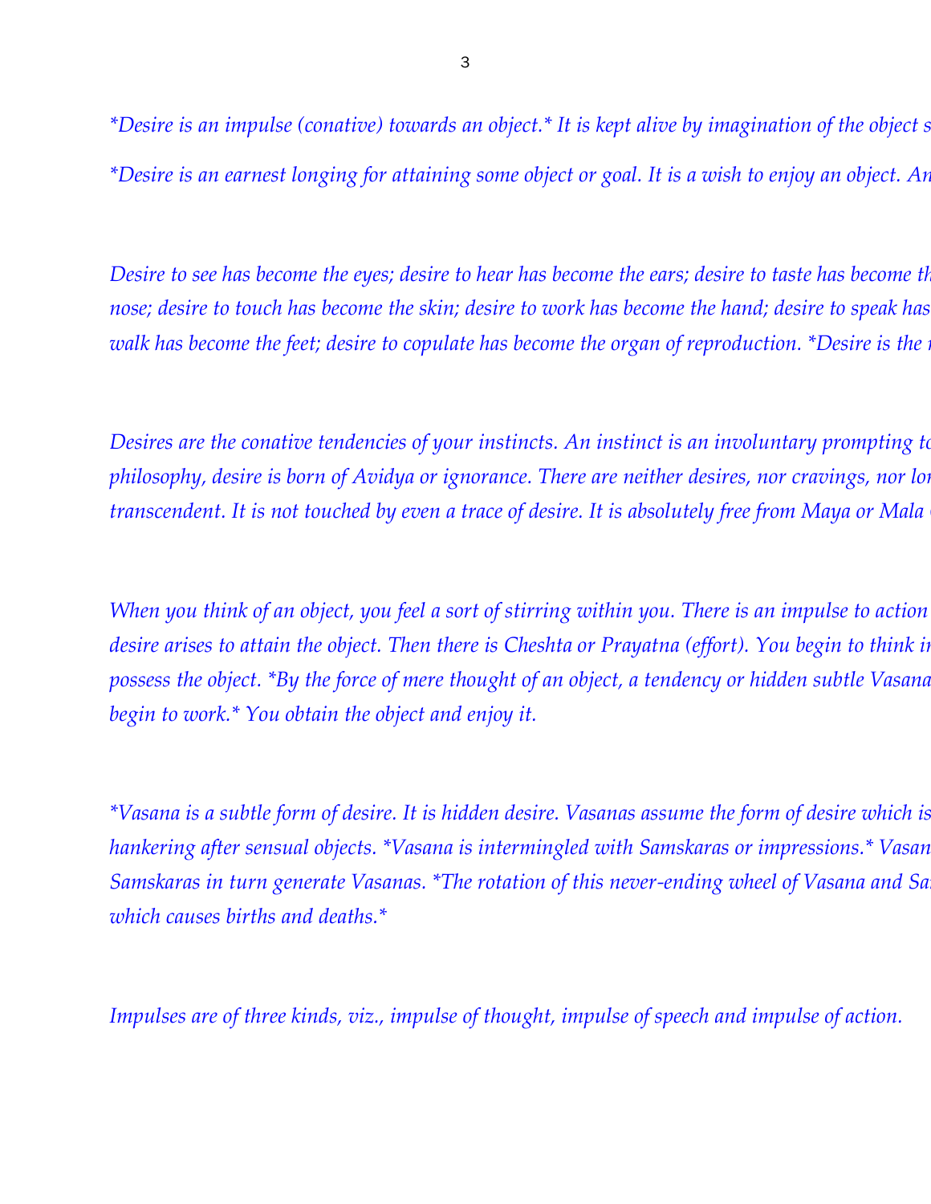*Desire is an impulse (conative) towards an object.* It is kept alive by imagination of the object s

*Desire is an earnest longing for attaining some object or goal. It is a wish to enjoy an object. An

*Desire to see has become the eyes; desire to hear has become the ears; desire to taste has become th nose; desire to touch has become the skin; desire to work has become the hand; desire to speak has walk has become the feet; desire to copulate has become the organ of reproduction. *Desire is the*

*Desires are the conative tendencies of your instincts. An instinct is an involuntary prompting to philosophy, desire is born of Avidya or ignorance. There are neither desires, nor cravings, nor lon transcendent. It is not touched by even a trace of desire. It is absolutely free from Maya or Mala*

*When you think of an object, you feel a sort of stirring within you. There is an impulse to action desire arises to attain the object. Then there is Cheshta or Prayatna (effort). You begin to think in possess the object.* *By the force of mere thought of an object, a tendency or hidden subtle Vasana begin to work.* *You obtain the object and enjoy it.*

*Vasana is a subtle form of desire. It is hidden desire. Vasanas assume the form of desire which is hankering after sensual objects.* *Vasana is intermingled with Samskaras or impressions.* *Vasan Samskaras in turn generate Vasanas.* *The rotation of this never-ending wheel of Vasana and Sa which causes births and deaths.*

*Impulses are of three kinds, viz., impulse of thought, impulse of speech and impulse of action.*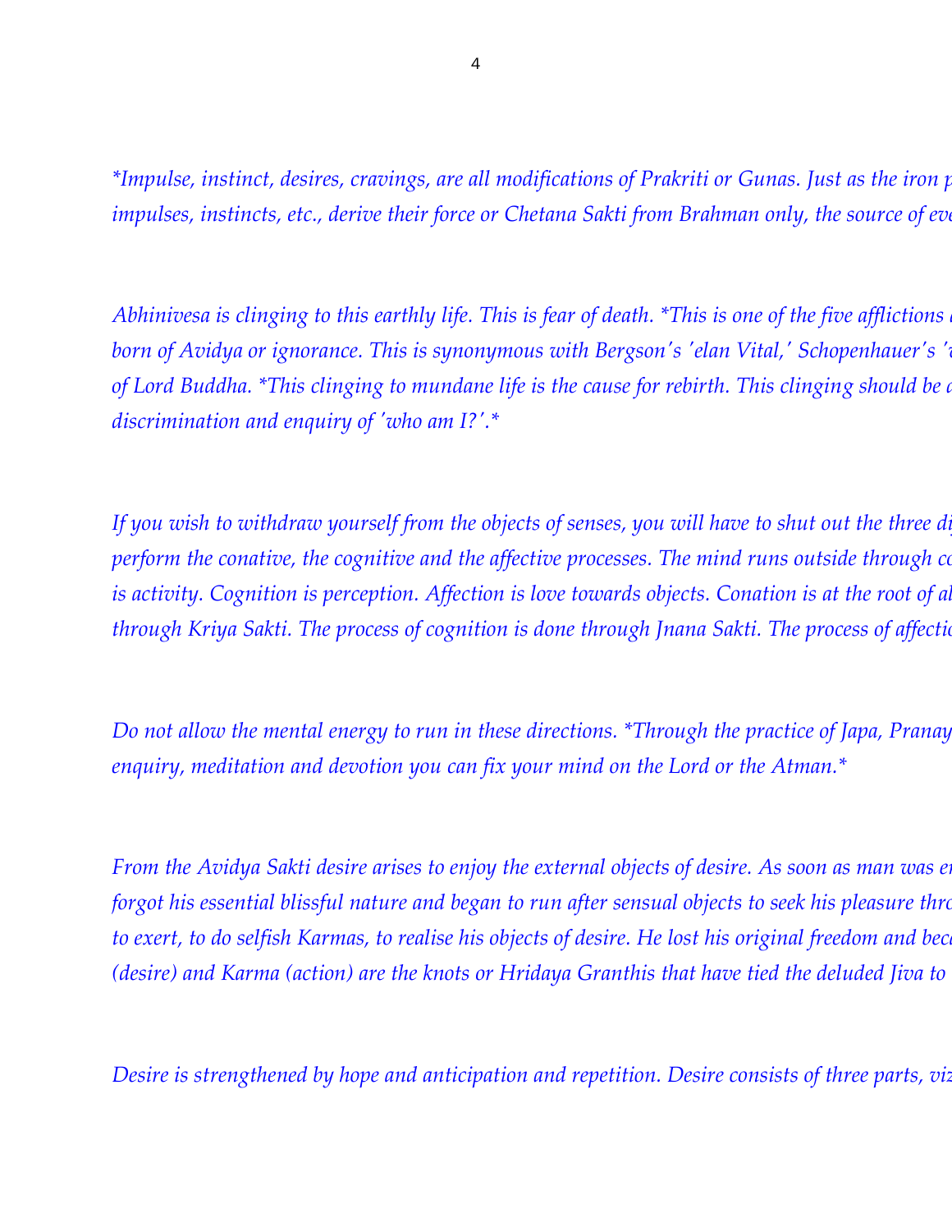*Impulse, instinct, desires, cravings, are all modifications of Prakriti or Gunas. Just as the iron p
impulses, instincts, etc., derive their force or Chetana Sakti from Brahman only, the source of eve

Abhinivesa is clinging to this earthly life. This is fear of death. *This is one of the five afflictions 
born of Avidya or ignorance. This is synonymous with Bergson's 'elan Vital,' Schopenhauer's '
of Lord Buddha. *This clinging to mundane life is the cause for rebirth. This clinging should be 
discrimination and enquiry of 'who am I?'.*

If you wish to withdraw yourself from the objects of senses, you will have to shut out the three di
perform the conative, the cognitive and the affective processes. The mind runs outside through co
is activity. Cognition is perception. Affection is love towards objects. Conation is at the root of al
through Kriya Sakti. The process of cognition is done through Jnana Sakti. The process of affectio

Do not allow the mental energy to run in these directions. *Through the practice of Japa, Pranay
enquiry, meditation and devotion you can fix your mind on the Lord or the Atman.*

From the Avidya Sakti desire arises to enjoy the external objects of desire. As soon as man was e
forgot his essential blissful nature and began to run after sensual objects to seek his pleasure thro
to exert, to do selfish Karmas, to realise his objects of desire. He lost his original freedom and bec
(desire) and Karma (action) are the knots or Hridaya Granthis that have tied the deluded Jiva to

Desire is strengthened by hope and anticipation and repetition. Desire consists of three parts, viz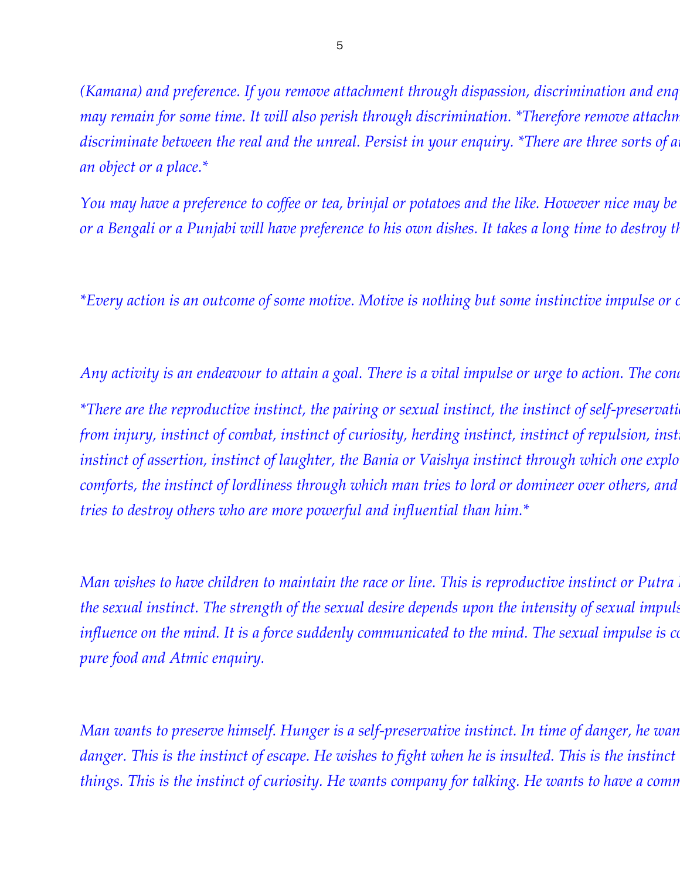*(Kamana) and preference. If you remove attachment through dispassion, discrimination and enq may remain for some time. It will also perish through discrimination. *Therefore remove attachm discriminate between the real and the unreal. Persist in your enquiry. *There are three sorts of a an object or a place.**

*You may have a preference to coffee or tea, brinjal or potatoes and the like. However nice may be or a Bengali or a Punjabi will have preference to his own dishes. It takes a long time to destroy th*

**Every action is an outcome of some motive. Motive is nothing but some instinctive impulse or c*

*Any activity is an endeavour to attain a goal. There is a vital impulse or urge to action. The cond*

**There are the reproductive instinct, the pairing or sexual instinct, the instinct of self-preservati from injury, instinct of combat, instinct of curiosity, herding instinct, instinct of repulsion, inst instinct of assertion, instinct of laughter, the Bania or Vaishya instinct through which one explo comforts, the instinct of lordliness through which man tries to lord or domineer over others, and tries to destroy others who are more powerful and influential than him.**

*Man wishes to have children to maintain the race or line. This is reproductive instinct or Putra the sexual instinct. The strength of the sexual desire depends upon the intensity of sexual impuls influence on the mind. It is a force suddenly communicated to the mind. The sexual impulse is co pure food and Atmic enquiry.*

*Man wants to preserve himself. Hunger is a self-preservative instinct. In time of danger, he wan danger. This is the instinct of escape. He wishes to fight when he is insulted. This is the instinct things. This is the instinct of curiosity. He wants company for talking. He wants to have a comm*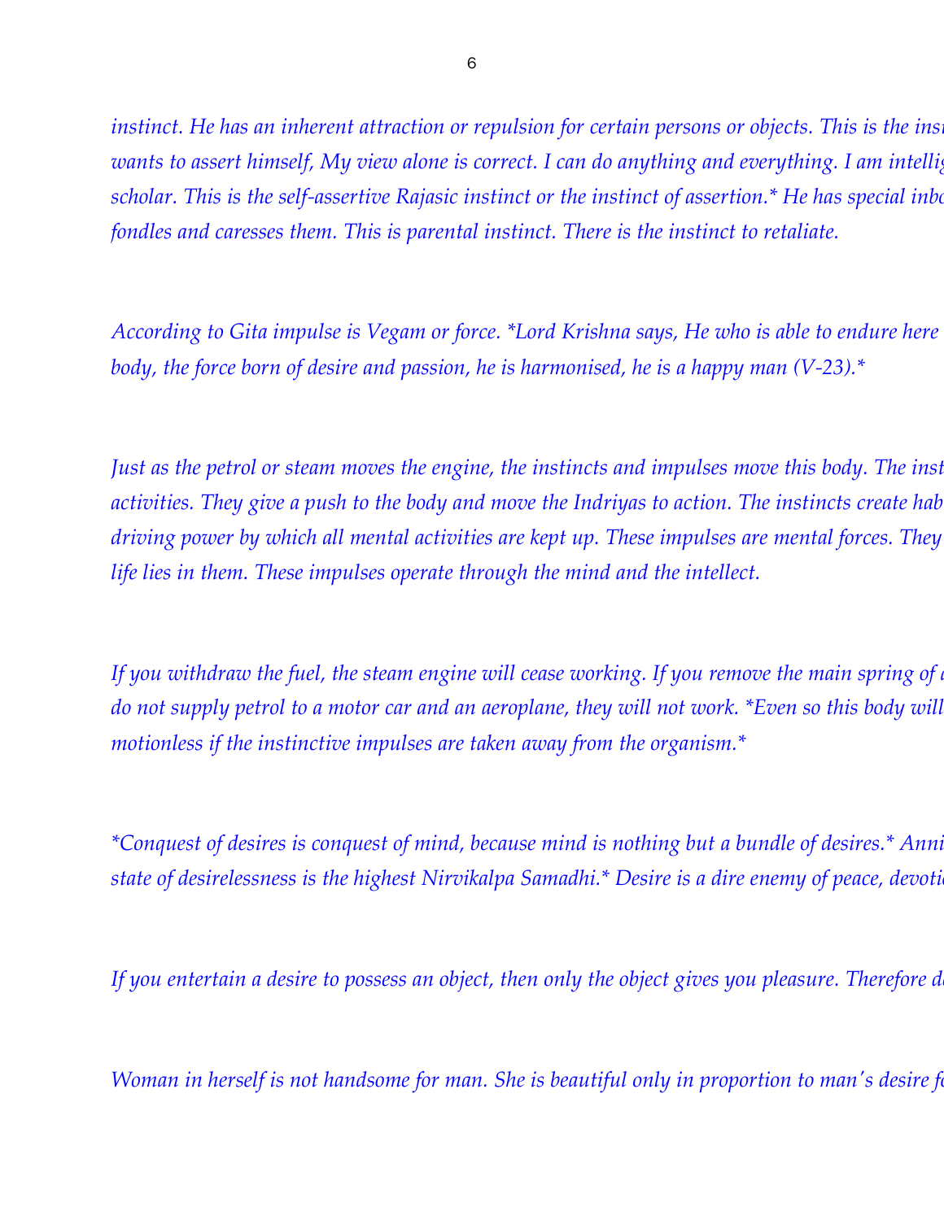instinct. He has an inherent attraction or repulsion for certain persons or objects. This is the inst wants to assert himself, My view alone is correct. I can do anything and everything. I am intellig scholar. This is the self-assertive Rajasic instinct or the instinct of assertion.* He has special inbo fondles and caresses them. This is parental instinct. There is the instinct to retaliate.

According to Gita impulse is Vegam or force. *Lord Krishna says, He who is able to endure here body, the force born of desire and passion, he is harmonised, he is a happy man (V-23).*

Just as the petrol or steam moves the engine, the instincts and impulses move this body. The inst activities. They give a push to the body and move the Indriyas to action. The instincts create hab driving power by which all mental activities are kept up. These impulses are mental forces. They life lies in them. These impulses operate through the mind and the intellect.

If you withdraw the fuel, the steam engine will cease working. If you remove the main spring of a do not supply petrol to a motor car and an aeroplane, they will not work. *Even so this body will motionless if the instinctive impulses are taken away from the organism.*

*Conquest of desires is conquest of mind, because mind is nothing but a bundle of desires.* Anni state of desirelessness is the highest Nirvikalpa Samadhi.* Desire is a dire enemy of peace, devotio

If you entertain a desire to possess an object, then only the object gives you pleasure. Therefore d

Woman in herself is not handsome for man. She is beautiful only in proportion to man's desire fo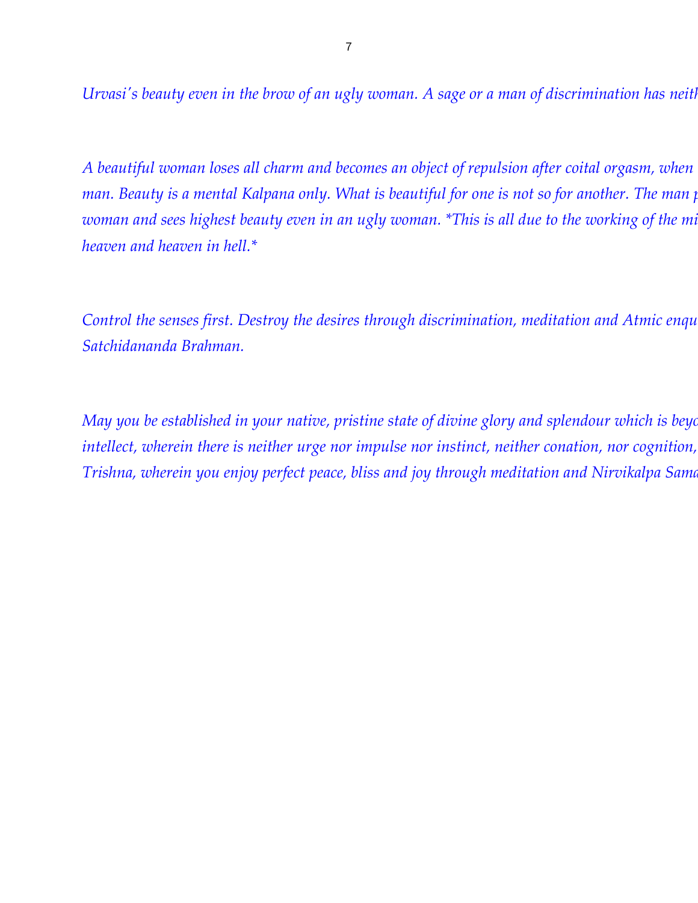*Urvasi's beauty even in the brow of an ugly woman. A sage or a man of discrimination has neith*

*A beautiful woman loses all charm and becomes an object of repulsion after coital orgasm, when*
*man. Beauty is a mental Kalpana only. What is beautiful for one is not so for another. The man p*
*woman and sees highest beauty even in an ugly woman. *This is all due to the working of the mi*
*heaven and heaven in hell.**

*Control the senses first. Destroy the desires through discrimination, meditation and Atmic enqu*
*Satchidananda Brahman.*

*May you be established in your native, pristine state of divine glory and splendour which is beyo*
*intellect, wherein there is neither urge nor impulse nor instinct, neither conation, nor cognition,*
*Trishna, wherein you enjoy perfect peace, bliss and joy through meditation and Nirvikalpa Sama*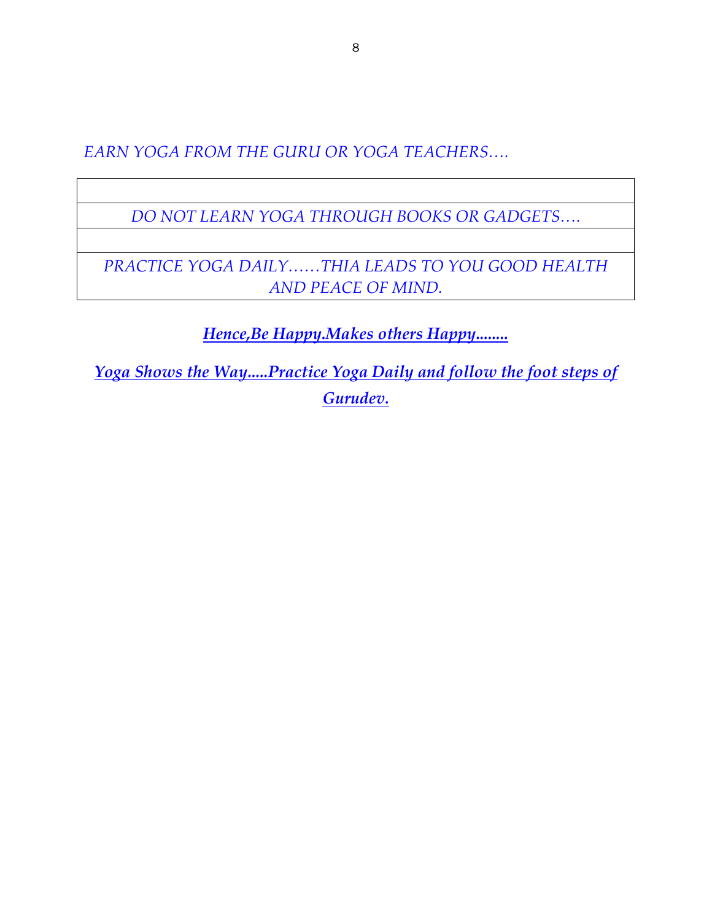*EARN YOGA FROM THE GURU OR YOGA TEACHERS….*

| |
|---|
| *DO NOT LEARN YOGA THROUGH BOOKS OR GADGETS….* |
| |
| *PRACTICE YOGA DAILY……THIA LEADS TO YOU GOOD HEALTH AND PEACE OF MIND.* |

***Hence,Be Happy.Makes others Happy........***

***Yoga Shows the Way.....Practice Yoga Daily and follow the foot steps of Gurudev.***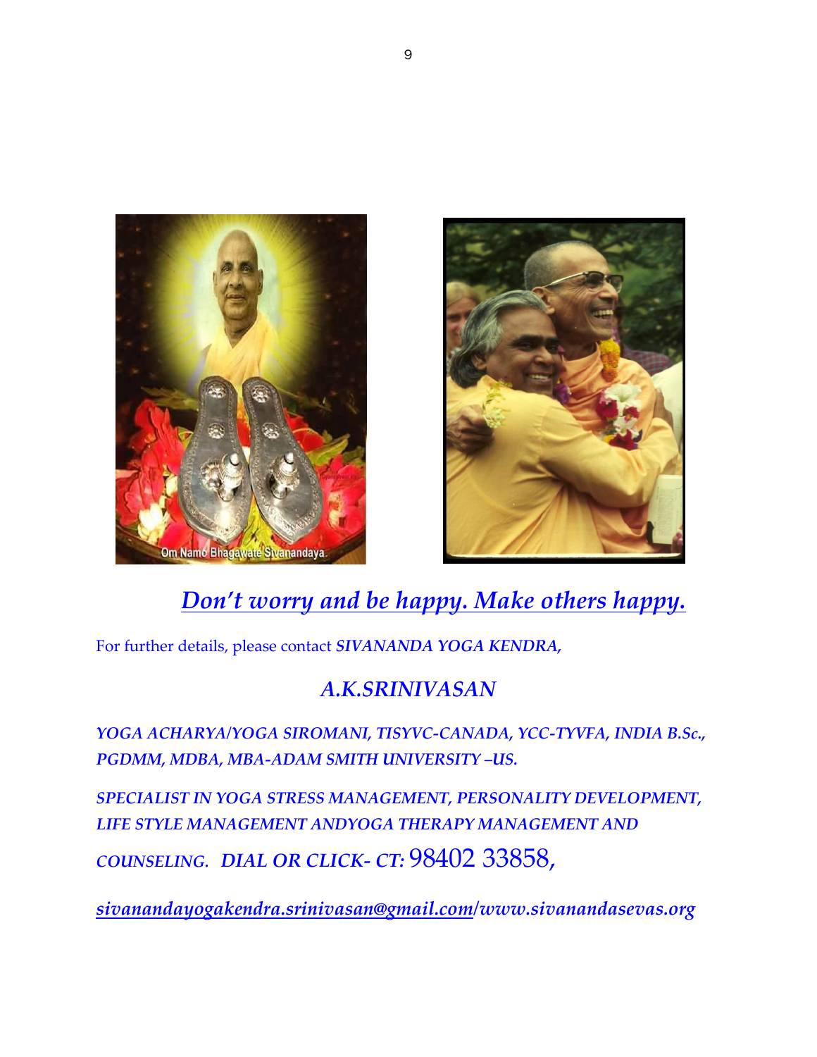***Don't worry and be happy. Make others happy.***

For further details, please contact ***SIVANANDA YOGA KENDRA,***

### *A.K.SRINIVASAN*

***YOGA ACHARYA/YOGA SIROMANI, TISYVC-CANADA, YCC-TYVFA, INDIA B.Sc., PGDMM, MDBA, MBA-ADAM SMITH UNIVERSITY –US.***

***SPECIALIST IN YOGA STRESS MANAGEMENT, PERSONALITY DEVELOPMENT, LIFE STYLE MANAGEMENT ANDYOGA THERAPY MANAGEMENT AND COUNSELING. DIAL OR CLICK- CT:*** 98402 33858,

***sivanandayogakendra.srinivasan@gmail.com/www.sivanandasevas.org***